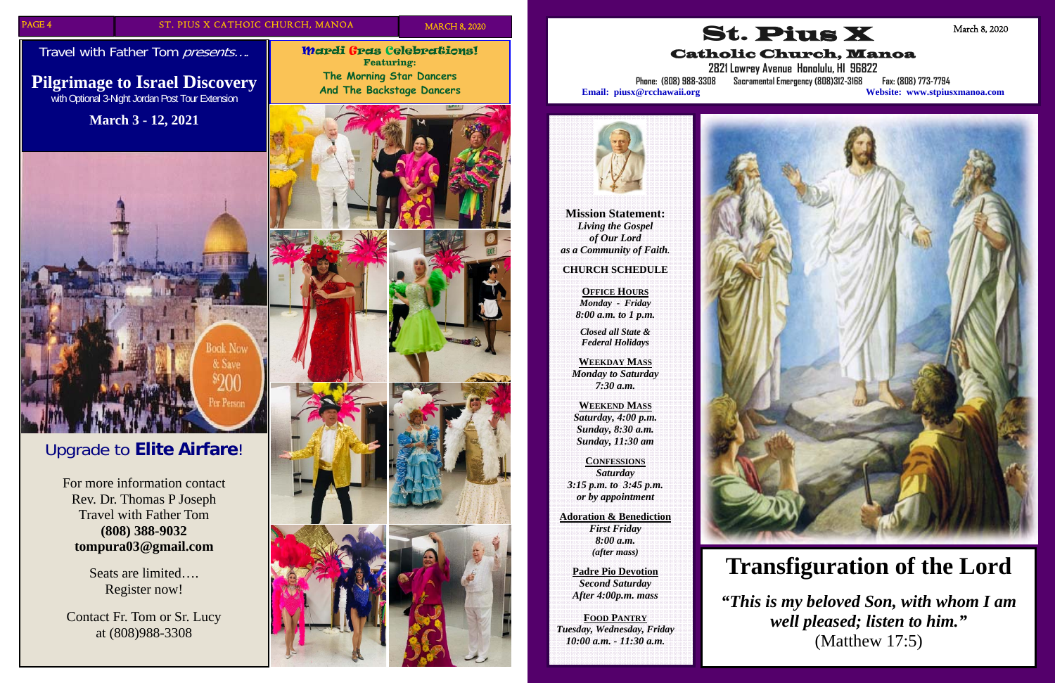Travel with Father Tom *presents….*

## Pilgrimage to Israel Discovery

with Optional 3-Night Jordan Post Tour Extension

**March 3 - 12, 2021**

Book Now & Save $200 Per Person

### Upgrade to **Elite Airfare**!

For more information contact
Rev. Dr. Thomas P Joseph
Travel with Father Tom
**(808) 388-9032**
**tompura03@gmail.com**

Seats are limited….
Register now!

Contact Fr. Tom or Sr. Lucy
at (808)988-3308

## Mardi Gras Celebrations!

**Featuring:**
The Morning Star Dancers
And The Backstage Dancers

# St. Pius X

## Catholic Church, Manoa

March 8, 2020

**2821 Lowrey Avenue Honolulu, HI 96822**

Phone: (808) 988-3308 Sacramental Emergency (808)312-3168 Fax: (808) 773-7794

**Email: piusx@rcchawaii.org**

**Website: www.stpiusxmanoa.com**

**Mission Statement:**
*Living the Gospel of Our Lord as a Community of Faith.*

**CHURCH SCHEDULE**

**OFFICE HOURS**
*Monday - Friday*
*8:00 a.m. to 1 p.m.*

*Closed all State & Federal Holidays*

**WEEKDAY MASS**
*Monday to Saturday*
*7:30 a.m.*

**WEEKEND MASS**
*Saturday, 4:00 p.m.*
*Sunday, 8:30 a.m.*
*Sunday, 11:30 am*

**CONFESSIONS**
*Saturday*
*3:15 p.m. to 3:45 p.m.*
*or by appointment*

**Adoration & Benediction**
*First Friday*
*8:00 a.m.*
*(after mass)*

**Padre Pio Devotion**
*Second Saturday*
*After 4:00p.m. mass*

**FOOD PANTRY**
*Tuesday, Wednesday, Friday*
*10:00 a.m. - 11:30 a.m.*

# Transfiguration of the Lord

***"This is my beloved Son, with whom I am well pleased; listen to him."***
(Matthew 17:5)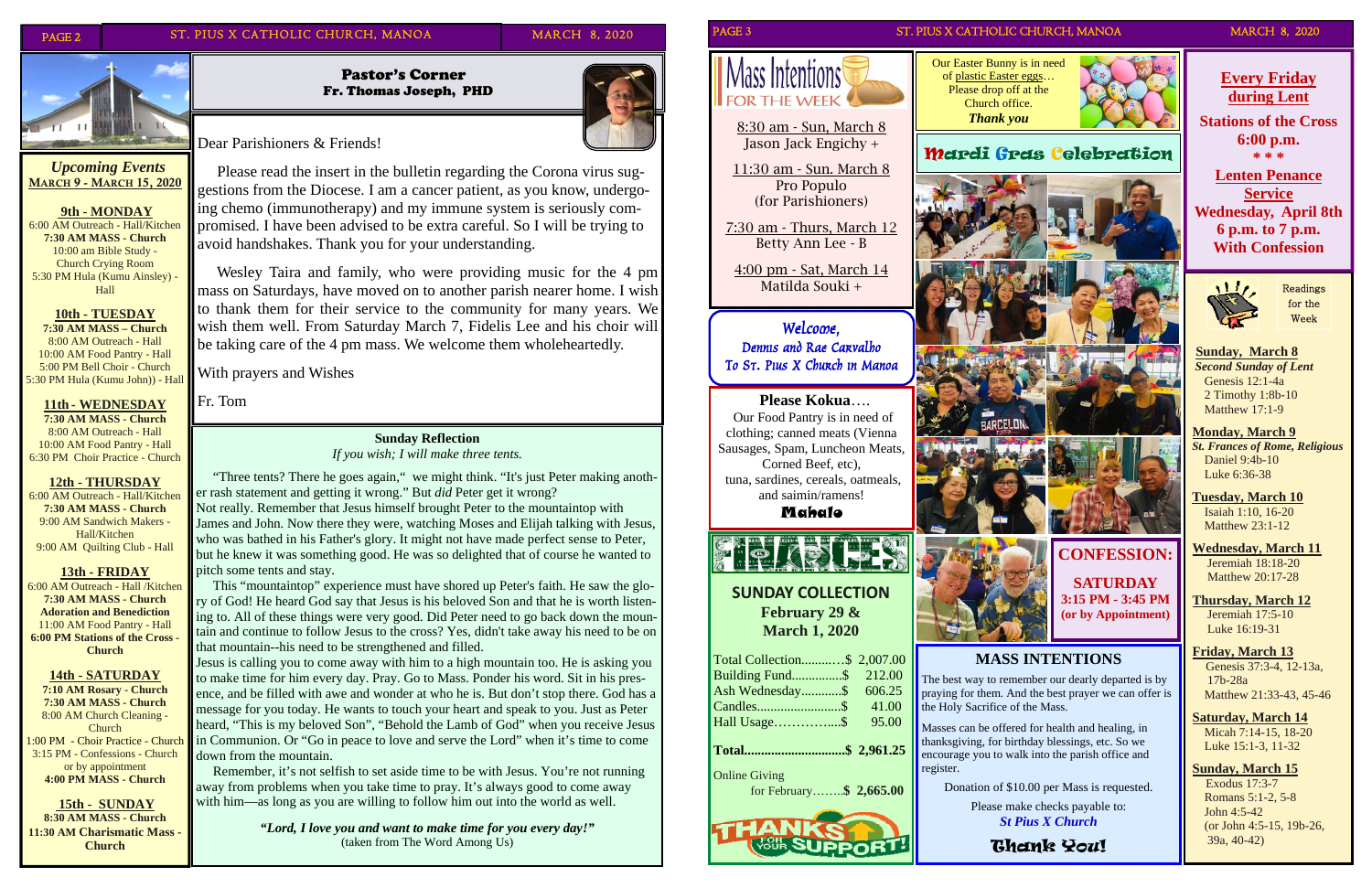## Upcoming Events
**March 9 - March 15, 2020**

**9th - MONDAY**
6:00 AM Outreach - Hall/Kitchen
**7:30 AM MASS - Church**
10:00 am Bible Study - Church Crying Room
5:30 PM Hula (Kumu Ainsley) - Hall

**10th - TUESDAY**
**7:30 AM MASS – Church**
8:00 AM Outreach - Hall
10:00 AM Food Pantry - Hall
5:00 PM Bell Choir - Church
5:30 PM Hula (Kumu John)) - Hall

**11th - WEDNESDAY**
**7:30 AM MASS - Church**
8:00 AM Outreach - Hall
10:00 AM Food Pantry - Hall
6:30 PM Choir Practice - Church

**12th - THURSDAY**
6:00 AM Outreach - Hall/Kitchen
**7:30 AM MASS - Church**
9:00 AM Sandwich Makers - Hall/Kitchen
9:00 AM Quilting Club - Hall

**13th - FRIDAY**
6:00 AM Outreach - Hall /Kitchen
**7:30 AM MASS - Church**
**Adoration and Benediction**
11:00 AM Food Pantry - Hall
**6:00 PM Stations of the Cross - Church**

**14th - SATURDAY**
**7:10 AM Rosary - Church**
**7:30 AM MASS - Church**
8:00 AM Church Cleaning - Church
1:00 PM - Choir Practice - Church
3:15 PM - Confessions - Church or by appointment
**4:00 PM MASS - Church**

**15th - SUNDAY**
**8:30 AM MASS - Church**
**11:30 AM Charismatic Mass - Church**

## Pastor's Corner
**Fr. Thomas Joseph, PHD**

Dear Parishioners & Friends!

Please read the insert in the bulletin regarding the Corona virus suggestions from the Diocese. I am a cancer patient, as you know, undergoing chemo (immunotherapy) and my immune system is seriously compromised. I have been advised to be extra careful. So I will be trying to avoid handshakes. Thank you for your understanding.

Wesley Taira and family, who were providing music for the 4 pm mass on Saturdays, have moved on to another parish nearer home. I wish to thank them for their service to the community for many years. We wish them well. From Saturday March 7, Fidelis Lee and his choir will be taking care of the 4 pm mass. We welcome them wholeheartedly.

With prayers and Wishes

Fr. Tom

### Sunday Reflection
*If you wish; I will make three tents.*

"Three tents? There he goes again," we might think. "It's just Peter making another rash statement and getting it wrong?" But *did* Peter get it wrong?
Not really. Remember that Jesus himself brought Peter to the mountaintop with James and John. Now there they were, watching Moses and Elijah talking with Jesus, who was bathed in his Father's glory. It might not have made perfect sense to Peter, but he knew it was something good. He was so delighted that of course he wanted to pitch some tents and stay.

This "mountaintop" experience must have shored up Peter's faith. He saw the glory of God! He heard God say that Jesus is his beloved Son and that he is worth listening to. All of these things were very good. Did Peter need to go back down the mountain and continue to follow Jesus to the cross? Yes, didn't take away his need to be on that mountain--his need to be strengthened and filled.
Jesus is calling you to come away with him to a high mountain too. He is asking you to make time for him every day. Pray. Go to Mass. Ponder his word. Sit in his presence, and be filled with awe and wonder at who he is. But don't stop there. God has a message for you today. He wants to touch your heart and speak to you. Just as Peter heard, "This is my beloved Son", "Behold the Lamb of God" when you receive Jesus in Communion. Or "Go in peace to love and serve the Lord" when it's time to come down from the mountain.

Remember, it's not selfish to set aside time to be with Jesus. You're not running away from problems when you take time to pray. It's always good to come away with him—as long as you are willing to follow him out into the world as well.

***"Lord, I love you and want to make time for you every day!"***
(taken from The Word Among Us)

## Mass Intentions FOR THE WEEK

8:30 am - Sun, March 8
Jason Jack Engichy +

11:30 am - Sun. March 8
Pro Populo
(for Parishioners)

7:30 am - Thurs, March 12
Betty Ann Lee - B

4:00 pm - Sat, March 14
Matilda Souki +

*Welcome,*
*Dennis and Rae Carvalho*
*To St. Pius X Church in Manoa*

**Please Kokua….**
Our Food Pantry is in need of clothing; canned meats (Vienna Sausages, Spam, Luncheon Meats, Corned Beef, etc), tuna, sardines, cereals, oatmeals, and saimin/ramens!
**Mahalo**

## FINANCES

**SUNDAY COLLECTION**
**February 29 & March 1, 2020**

| | |
|---|---|
| Total Collection | $ 2,007.00 |
| Building Fund | $ 212.00 |
| Ash Wednesday | $ 606.25 |
| Candles | $ 41.00 |
| Hall Usage | $ 95.00 |
| **Total** | **$ 2,961.25** |

Online Giving
for February……..**$ 2,665.00**

THANKS FOR YOUR SUPPORT!

Our Easter Bunny is in need of plastic Easter eggs… Please drop off at the Church office.
***Thank you***

## Mardi Gras Celebration

## CONFESSION:
**SATURDAY**
**3:15 PM - 3:45 PM**
**(or by Appointment)**

## MASS INTENTIONS

The best way to remember our dearly departed is by praying for them. And the best prayer we can offer is the Holy Sacrifice of the Mass.

Masses can be offered for health and healing, in thanksgiving, for birthday blessings, etc. So we encourage you to walk into the parish office and register.

Donation of $10.00 per Mass is requested.

Please make checks payable to:
***St Pius X Church***

**Thank You!**

**Every Friday during Lent**
**Stations of the Cross**
**6:00 p.m.**
\* \* \*
**Lenten Penance Service**
**Wednesday, April 8th**
**6 p.m. to 7 p.m.**
**With Confession**

## Readings for the Week

**Sunday, March 8**
***Second Sunday of Lent***
Genesis 12:1-4a
2 Timothy 1:8b-10
Matthew 17:1-9

**Monday, March 9**
***St. Frances of Rome, Religious***
Daniel 9:4b-10
Luke 6:36-38

**Tuesday, March 10**
Isaiah 1:10, 16-20
Matthew 23:1-12

**Wednesday, March 11**
Jeremiah 18:18-20
Matthew 20:17-28

**Thursday, March 12**
Jeremiah 17:5-10
Luke 16:19-31

**Friday, March 13**
Genesis 37:3-4, 12-13a, 17b-28a
Matthew 21:33-43, 45-46

**Saturday, March 14**
Micah 7:14-15, 18-20
Luke 15:1-3, 11-32

**Sunday, March 15**
Exodus 17:3-7
Romans 5:1-2, 5-8
John 4:5-42
(or John 4:5-15, 19b-26, 39a, 40-42)